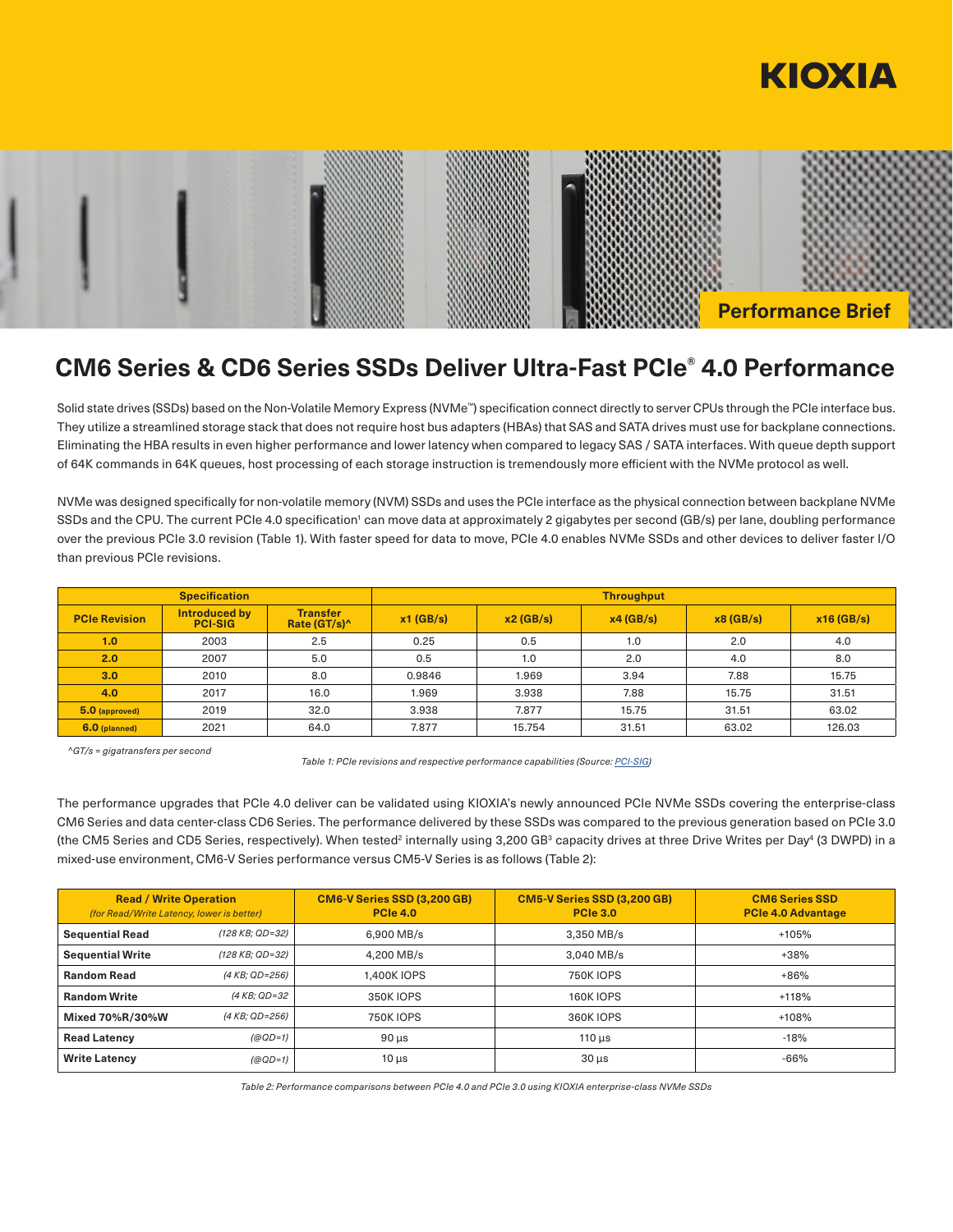KIOXIA

Performance Brief

# CM6 Series & CD6 Series SSDs Deliver Ultra-Fast PCIe® 4.0 Performance

Solid state drives (SSDs) based on the Non-Volatile Memory Express (NVMe™) specification connect directly to server CPUs through the PCIe interface bus. They utilize a streamlined storage stack that does not require host bus adapters (HBAs) that SAS and SATA drives must use for backplane connections. Eliminating the HBA results in even higher performance and lower latency when compared to legacy SAS / SATA interfaces. With queue depth support of 64K commands in 64K queues, host processing of each storage instruction is tremendously more efficient with the NVMe protocol as well.

NVMe was designed specifically for non-volatile memory (NVM) SSDs and uses the PCIe interface as the physical connection between backplane NVMe SSDs and the CPU. The current PCIe 4.0 specification[1] can move data at approximately 2 gigabytes per second (GB/s) per lane, doubling performance over the previous PCIe 3.0 revision (Table 1). With faster speed for data to move, PCIe 4.0 enables NVMe SSDs and other devices to deliver faster I/O than previous PCIe revisions.

| Specification | | | Throughput | | | | |
|---|---|---|---|---|---|---|---|
| **PCIe Revision** | **Introduced by PCI-SIG** | **Transfer Rate (GT/s)^** | **x1 (GB/s)** | **x2 (GB/s)** | **x4 (GB/s)** | **x8 (GB/s)** | **x16 (GB/s)** |
| **1.0** | 2003 | 2.5 | 0.25 | 0.5 | 1.0 | 2.0 | 4.0 |
| **2.0** | 2007 | 5.0 | 0.5 | 1.0 | 2.0 | 4.0 | 8.0 |
| **3.0** | 2010 | 8.0 | 0.9846 | 1.969 | 3.94 | 7.88 | 15.75 |
| **4.0** | 2017 | 16.0 | 1.969 | 3.938 | 7.88 | 15.75 | 31.51 |
| **5.0** (approved) | 2019 | 32.0 | 3.938 | 7.877 | 15.75 | 31.51 | 63.02 |
| **6.0** (planned) | 2021 | 64.0 | 7.877 | 15.754 | 31.51 | 63.02 | 126.03 |

*^GT/s = gigatransfers per second*

*Table 1: PCIe revisions and respective performance capabilities (Source: PCI-SIG)*

The performance upgrades that PCIe 4.0 deliver can be validated using KIOXIA's newly announced PCIe NVMe SSDs covering the enterprise-class CM6 Series and data center-class CD6 Series. The performance delivered by these SSDs was compared to the previous generation based on PCIe 3.0 (the CM5 Series and CD5 Series, respectively). When tested[2] internally using 3,200 GB[3] capacity drives at three Drive Writes per Day[4] (3 DWPD) in a mixed-use environment, CM6-V Series performance versus CM5-V Series is as follows (Table 2):

| **Read / Write Operation** *(for Read/Write Latency, lower is better)* | | **CM6-V Series SSD (3,200 GB) PCIe 4.0** | **CM5-V Series SSD (3,200 GB) PCIe 3.0** | **CM6 Series SSD PCIe 4.0 Advantage** |
|---|---|---|---|---|
| **Sequential Read** | *(128 KB; QD=32)* | 6,900 MB/s | 3,350 MB/s | +105% |
| **Sequential Write** | *(128 KB; QD=32)* | 4,200 MB/s | 3,040 MB/s | +38% |
| **Random Read** | *(4 KB; QD=256)* | 1,400K IOPS | 750K IOPS | +86% |
| **Random Write** | *(4 KB; QD=32* | 350K IOPS | 160K IOPS | +118% |
| **Mixed 70%R/30%W** | *(4 KB; QD=256)* | 750K IOPS | 360K IOPS | +108% |
| **Read Latency** | *(@QD=1)* | 90 µs | 110 µs | -18% |
| **Write Latency** | *(@QD=1)* | 10 µs | 30 µs | -66% |

*Table 2: Performance comparisons between PCIe 4.0 and PCIe 3.0 using KIOXIA enterprise-class NVMe SSDs*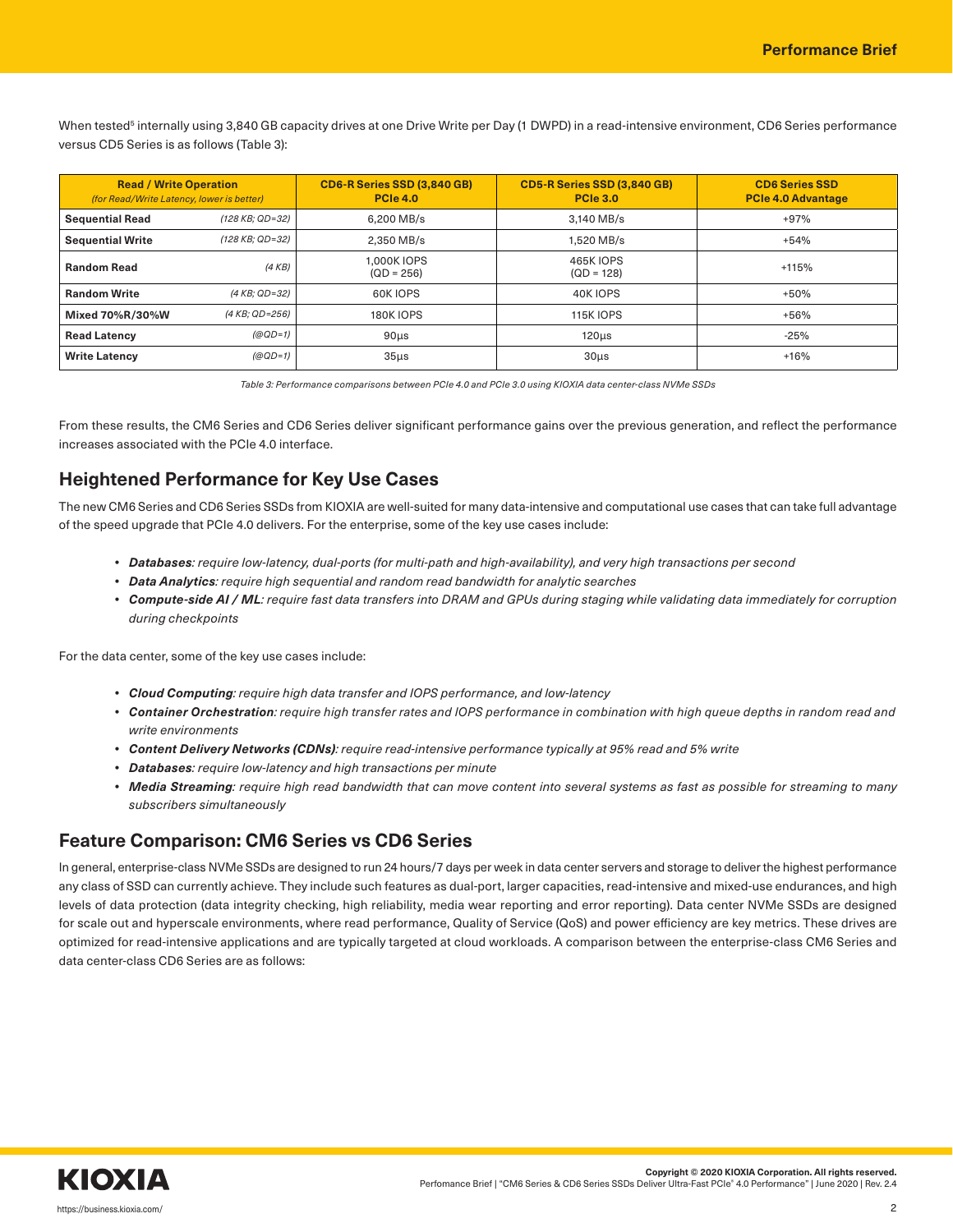When tested[5] internally using 3,840 GB capacity drives at one Drive Write per Day (1 DWPD) in a read-intensive environment, CD6 Series performance versus CD5 Series is as follows (Table 3):

| Read / Write Operation *(for Read/Write Latency, lower is better)* | | CD6-R Series SSD (3,840 GB) PCIe 4.0 | CD5-R Series SSD (3,840 GB) PCIe 3.0 | CD6 Series SSD PCIe 4.0 Advantage |
|---|---|---|---|---|
| **Sequential Read** | *(128 KB; QD=32)* | 6,200 MB/s | 3,140 MB/s | +97% |
| **Sequential Write** | *(128 KB; QD=32)* | 2,350 MB/s | 1,520 MB/s | +54% |
| **Random Read** | *(4 KB)* | 1,000K IOPS (QD = 256) | 465K IOPS (QD = 128) | +115% |
| **Random Write** | *(4 KB; QD=32)* | 60K IOPS | 40K IOPS | +50% |
| **Mixed 70%R/30%W** | *(4 KB; QD=256)* | 180K IOPS | 115K IOPS | +56% |
| **Read Latency** | *(@QD=1)* | 90µs | 120µs | -25% |
| **Write Latency** | *(@QD=1)* | 35µs | 30µs | +16% |

*Table 3: Performance comparisons between PCIe 4.0 and PCIe 3.0 using KIOXIA data center-class NVMe SSDs*

From these results, the CM6 Series and CD6 Series deliver significant performance gains over the previous generation, and reflect the performance increases associated with the PCIe 4.0 interface.

## Heightened Performance for Key Use Cases

The new CM6 Series and CD6 Series SSDs from KIOXIA are well-suited for many data-intensive and computational use cases that can take full advantage of the speed upgrade that PCIe 4.0 delivers. For the enterprise, some of the key use cases include:

- ***Databases**: require low-latency, dual-ports (for multi-path and high-availability), and very high transactions per second*
- ***Data Analytics**: require high sequential and random read bandwidth for analytic searches*
- ***Compute-side AI / ML**: require fast data transfers into DRAM and GPUs during staging while validating data immediately for corruption during checkpoints*

For the data center, some of the key use cases include:

- ***Cloud Computing**: require high data transfer and IOPS performance, and low-latency*
- ***Container Orchestration**: require high transfer rates and IOPS performance in combination with high queue depths in random read and write environments*
- ***Content Delivery Networks (CDNs)**: require read-intensive performance typically at 95% read and 5% write*
- ***Databases**: require low-latency and high transactions per minute*
- ***Media Streaming**: require high read bandwidth that can move content into several systems as fast as possible for streaming to many subscribers simultaneously*

## Feature Comparison: CM6 Series vs CD6 Series

In general, enterprise-class NVMe SSDs are designed to run 24 hours/7 days per week in data center servers and storage to deliver the highest performance any class of SSD can currently achieve. They include such features as dual-port, larger capacities, read-intensive and mixed-use endurances, and high levels of data protection (data integrity checking, high reliability, media wear reporting and error reporting). Data center NVMe SSDs are designed for scale out and hyperscale environments, where read performance, Quality of Service (QoS) and power efficiency are key metrics. These drives are optimized for read-intensive applications and are typically targeted at cloud workloads. A comparison between the enterprise-class CM6 Series and data center-class CD6 Series are as follows: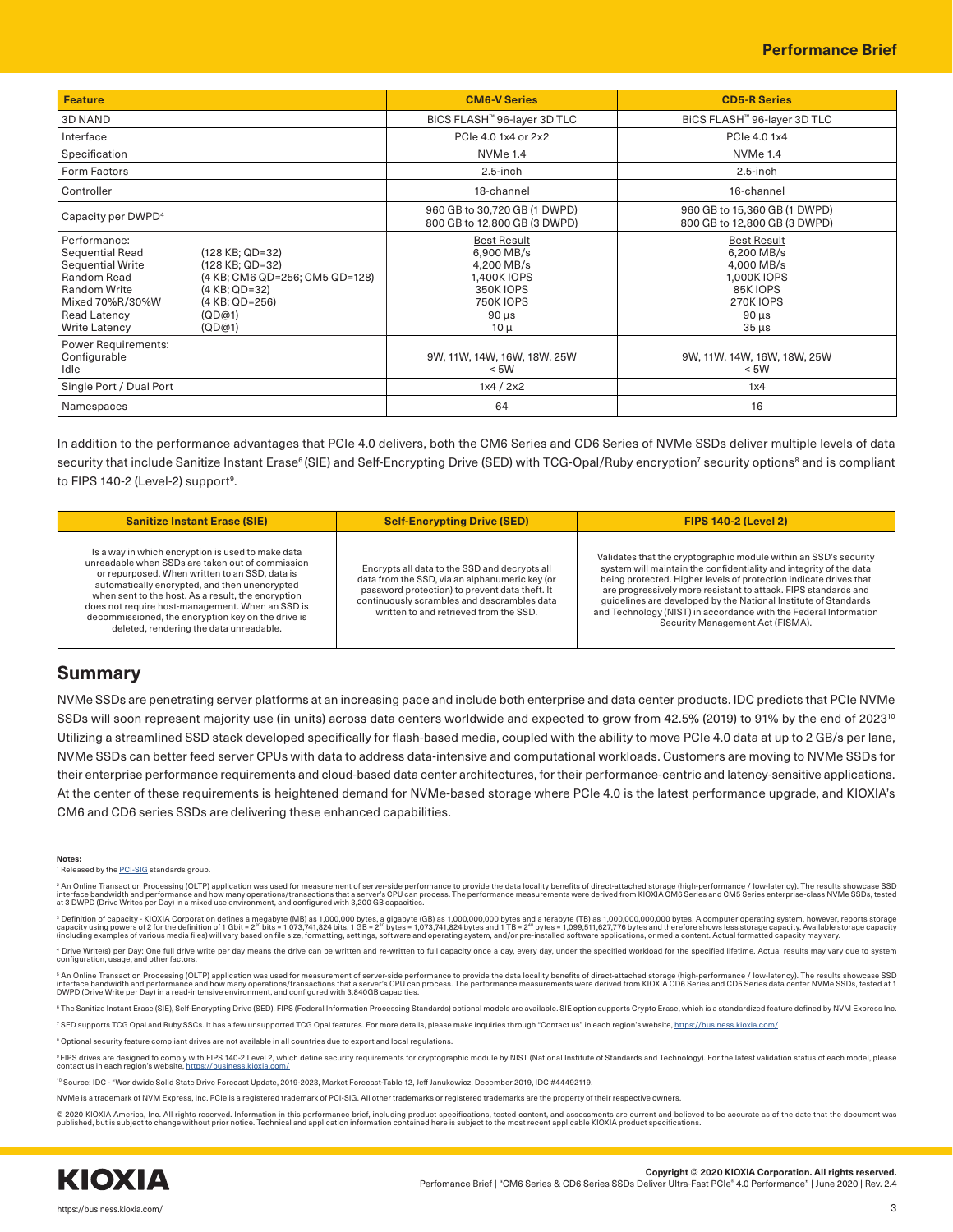| Feature | | CM6-V Series | CD5-R Series |
|---|---|---|---|
| 3D NAND | | BiCS FLASH™ 96-layer 3D TLC | BiCS FLASH™ 96-layer 3D TLC |
| Interface | | PCIe 4.0 1x4 or 2x2 | PCIe 4.0 1x4 |
| Specification | | NVMe 1.4 | NVMe 1.4 |
| Form Factors | | 2.5-inch | 2.5-inch |
| Controller | | 18-channel | 16-channel |
| Capacity per DWPD[4] | | 960 GB to 30,720 GB (1 DWPD)<br>800 GB to 12,800 GB (3 DWPD) | 960 GB to 15,360 GB (1 DWPD)<br>800 GB to 12,800 GB (3 DWPD) |
| Performance: | | Best Result | Best Result |
| Sequential Read | (128 KB; QD=32) | 6,900 MB/s | 6,200 MB/s |
| Sequential Write | (128 KB; QD=32) | 4,200 MB/s | 4,000 MB/s |
| Random Read | (4 KB; CM6 QD=256; CM5 QD=128) | 1,400K IOPS | 1,000K IOPS |
| Random Write | (4 KB; QD=32) | 350K IOPS | 85K IOPS |
| Mixed 70%R/30%W | (4 KB; QD=256) | 750K IOPS | 270K IOPS |
| Read Latency | (QD@1) | 90 µs | 90 µs |
| Write Latency | (QD@1) | 10 µ | 35 µs |
| Power Requirements: | | | |
| Configurable | | 9W, 11W, 14W, 16W, 18W, 25W | 9W, 11W, 14W, 16W, 18W, 25W |
| Idle | | < 5W | < 5W |
| Single Port / Dual Port | | 1x4 / 2x2 | 1x4 |
| Namespaces | | 64 | 16 |

In addition to the performance advantages that PCIe 4.0 delivers, both the CM6 Series and CD6 Series of NVMe SSDs deliver multiple levels of data security that include Sanitize Instant Erase[6] (SIE) and Self-Encrypting Drive (SED) with TCG-Opal/Ruby encryption[7] security options[8] and is compliant to FIPS 140-2 (Level-2) support[9].

| Sanitize Instant Erase (SIE) | Self-Encrypting Drive (SED) | FIPS 140-2 (Level 2) |
|---|---|---|
| Is a way in which encryption is used to make data unreadable when SSDs are taken out of commission or repurposed. When written to an SSD, data is automatically encrypted, and then unencrypted when sent to the host. As a result, the encryption does not require host-management. When an SSD is decommissioned, the encryption key on the drive is deleted, rendering the data unreadable. | Encrypts all data to the SSD and decrypts all data from the SSD, via an alphanumeric key (or password protection) to prevent data theft. It continuously scrambles and descrambles data written to and retrieved from the SSD. | Validates that the cryptographic module within an SSD's security system will maintain the confidentiality and integrity of the data being protected. Higher levels of protection indicate drives that are progressively more resistant to attack. FIPS standards and guidelines are developed by the National Institute of Standards and Technology (NIST) in accordance with the Federal Information Security Management Act (FISMA). |

## Summary

NVMe SSDs are penetrating server platforms at an increasing pace and include both enterprise and data center products. IDC predicts that PCIe NVMe SSDs will soon represent majority use (in units) across data centers worldwide and expected to grow from 42.5% (2019) to 91% by the end of 2023[10] Utilizing a streamlined SSD stack developed specifically for flash-based media, coupled with the ability to move PCIe 4.0 data at up to 2 GB/s per lane, NVMe SSDs can better feed server CPUs with data to address data-intensive and computational workloads. Customers are moving to NVMe SSDs for their enterprise performance requirements and cloud-based data center architectures, for their performance-centric and latency-sensitive applications. At the center of these requirements is heightened demand for NVMe-based storage where PCIe 4.0 is the latest performance upgrade, and KIOXIA's CM6 and CD6 series SSDs are delivering these enhanced capabilities.

**Notes:**

[1] Released by the PCI-SIG standards group.

[2] An Online Transaction Processing (OLTP) application was used for measurement of server-side performance to provide the data locality benefits of direct-attached storage (high-performance / low-latency). The results showcase SSD interface bandwidth and performance and how many operations/transactions that a server's CPU can process. The performance measurements were derived from KIOXIA CM6 Series and CM5 Series enterprise-class NVMe SSDs, tested at 3 DWPD (Drive Writes per Day) in a mixed use environment, and configured with 3,200 GB capacities.

[3] Definition of capacity - KIOXIA Corporation defines a megabyte (MB) as 1,000,000 bytes, a gigabyte (GB) as 1,000,000,000 bytes and a terabyte (TB) as 1,000,000,000,000 bytes. A computer operating system, however, reports storage capacity using powers of 2 for the definition of 1 Gbit = $2^{30}$ bits = 1,073,741,824 bits, 1 GB = $2^{30}$ bytes = 1,073,741,824 bytes and 1 TB = $2^{40}$ bytes = 1,099,511,627,776 bytes and therefore shows less storage capacity. Available storage capacity (including examples of various media files) will vary based on file size, formatting, settings, software and operating system, and/or pre-installed software applications, or media content. Actual formatted capacity may vary.

[4] Drive Write(s) per Day: One full drive write per day means the drive can be written and re-written to full capacity once a day, every day, under the specified workload for the specified lifetime. Actual results may vary due to system configuration, usage, and other factors.

[5] An Online Transaction Processing (OLTP) application was used for measurement of server-side performance to provide the data locality benefits of direct-attached storage (high-performance / low-latency). The results showcase SSD interface bandwidth and performance and how many operations/transactions that a server's CPU can process. The performance measurements were derived from KIOXIA CD6 Series and CD5 Series data center NVMe SSDs, tested at 1 DWPD (Drive Write per Day) in a read-intensive environment, and configured with 3,840GB capacities.

[6] The Sanitize Instant Erase (SIE), Self-Encrypting Drive (SED), FIPS (Federal Information Processing Standards) optional models are available. SIE option supports Crypto Erase, which is a standardized feature defined by NVM Express Inc.

[7] SED supports TCG Opal and Ruby SSCs. It has a few unsupported TCG Opal features. For more details, please make inquiries through "Contact us" in each region's website, https://business.kioxia.com/

[8] Optional security feature compliant drives are not available in all countries due to export and local regulations.

[9] FIPS drives are designed to comply with FIPS 140-2 Level 2, which define security requirements for cryptographic module by NIST (National Institute of Standards and Technology). For the latest validation status of each model, please contact us in each region's website, https://business.kioxia.com/

[10] Source: IDC - "Worldwide Solid State Drive Forecast Update, 2019-2023, Market Forecast-Table 12, Jeff Janukowicz, December 2019, IDC #44492119.

NVMe is a trademark of NVM Express, Inc. PCIe is a registered trademark of PCI-SIG. All other trademarks or registered trademarks are the property of their respective owners.

© 2020 KIOXIA America, Inc. All rights reserved. Information in this performance brief, including product specifications, tested content, and assessments are current and believed to be accurate as of the date that the document was published, but is subject to change without prior notice. Technical and application information contained here is subject to the most recent applicable KIOXIA product specifications.

**Copyright © 2020 KIOXIA Corporation. All rights reserved.**
Perfomance Brief | "CM6 Series & CD6 Series SSDs Deliver Ultra-Fast PCIe® 4.0 Performance" | June 2020 | Rev. 2.4